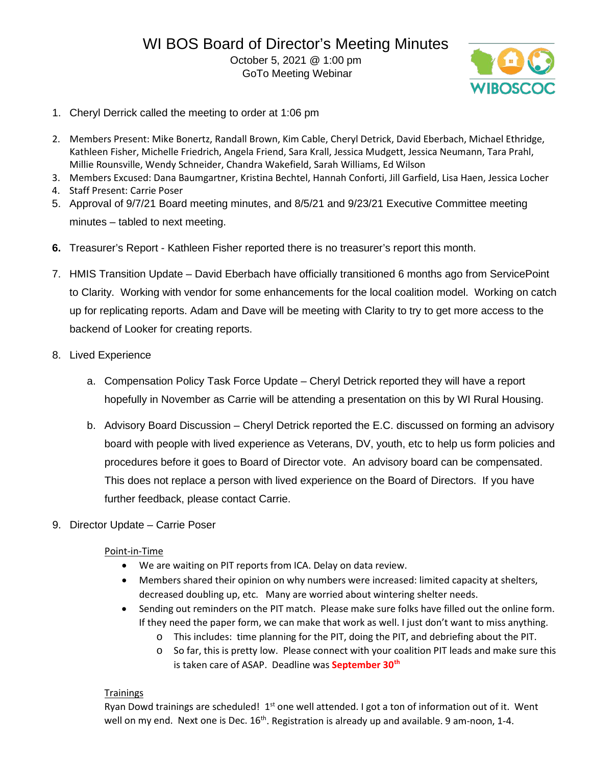# WI BOS Board of Director's Meeting Minutes

October 5, 2021 @ 1:00 pm
GoTo Meeting Webinar

WIBOSCOC

1. Cheryl Derrick called the meeting to order at 1:06 pm
2. Members Present: Mike Bonertz, Randall Brown, Kim Cable, Cheryl Detrick, David Eberbach, Michael Ethridge, Kathleen Fisher, Michelle Friedrich, Angela Friend, Sara Krall, Jessica Mudgett, Jessica Neumann, Tara Prahl, Millie Rounsville, Wendy Schneider, Chandra Wakefield, Sarah Williams, Ed Wilson
3. Members Excused: Dana Baumgartner, Kristina Bechtel, Hannah Conforti, Jill Garfield, Lisa Haen, Jessica Locher
4. Staff Present: Carrie Poser
5. Approval of 9/7/21 Board meeting minutes, and 8/5/21 and 9/23/21 Executive Committee meeting minutes – tabled to next meeting.
6. **6.** Treasurer's Report - Kathleen Fisher reported there is no treasurer's report this month.
7. HMIS Transition Update – David Eberbach have officially transitioned 6 months ago from ServicePoint to Clarity. Working with vendor for some enhancements for the local coalition model. Working on catch up for replicating reports. Adam and Dave will be meeting with Clarity to try to get more access to the backend of Looker for creating reports.
8. Lived Experience
   a. Compensation Policy Task Force Update – Cheryl Detrick reported they will have a report hopefully in November as Carrie will be attending a presentation on this by WI Rural Housing.
   b. Advisory Board Discussion – Cheryl Detrick reported the E.C. discussed on forming an advisory board with people with lived experience as Veterans, DV, youth, etc to help us form policies and procedures before it goes to Board of Director vote. An advisory board can be compensated. This does not replace a person with lived experience on the Board of Directors. If you have further feedback, please contact Carrie.
9. Director Update – Carrie Poser

   Point-in-Time
   - We are waiting on PIT reports from ICA. Delay on data review.
   - Members shared their opinion on why numbers were increased: limited capacity at shelters, decreased doubling up, etc. Many are worried about wintering shelter needs.
   - Sending out reminders on the PIT match. Please make sure folks have filled out the online form. If they need the paper form, we can make that work as well. I just don't want to miss anything.
     - This includes: time planning for the PIT, doing the PIT, and debriefing about the PIT.
     - So far, this is pretty low. Please connect with your coalition PIT leads and make sure this is taken care of ASAP. Deadline was **September 30th**

   Trainings
   Ryan Dowd trainings are scheduled! 1st one well attended. I got a ton of information out of it. Went well on my end. Next one is Dec. 16th. Registration is already up and available. 9 am-noon, 1-4.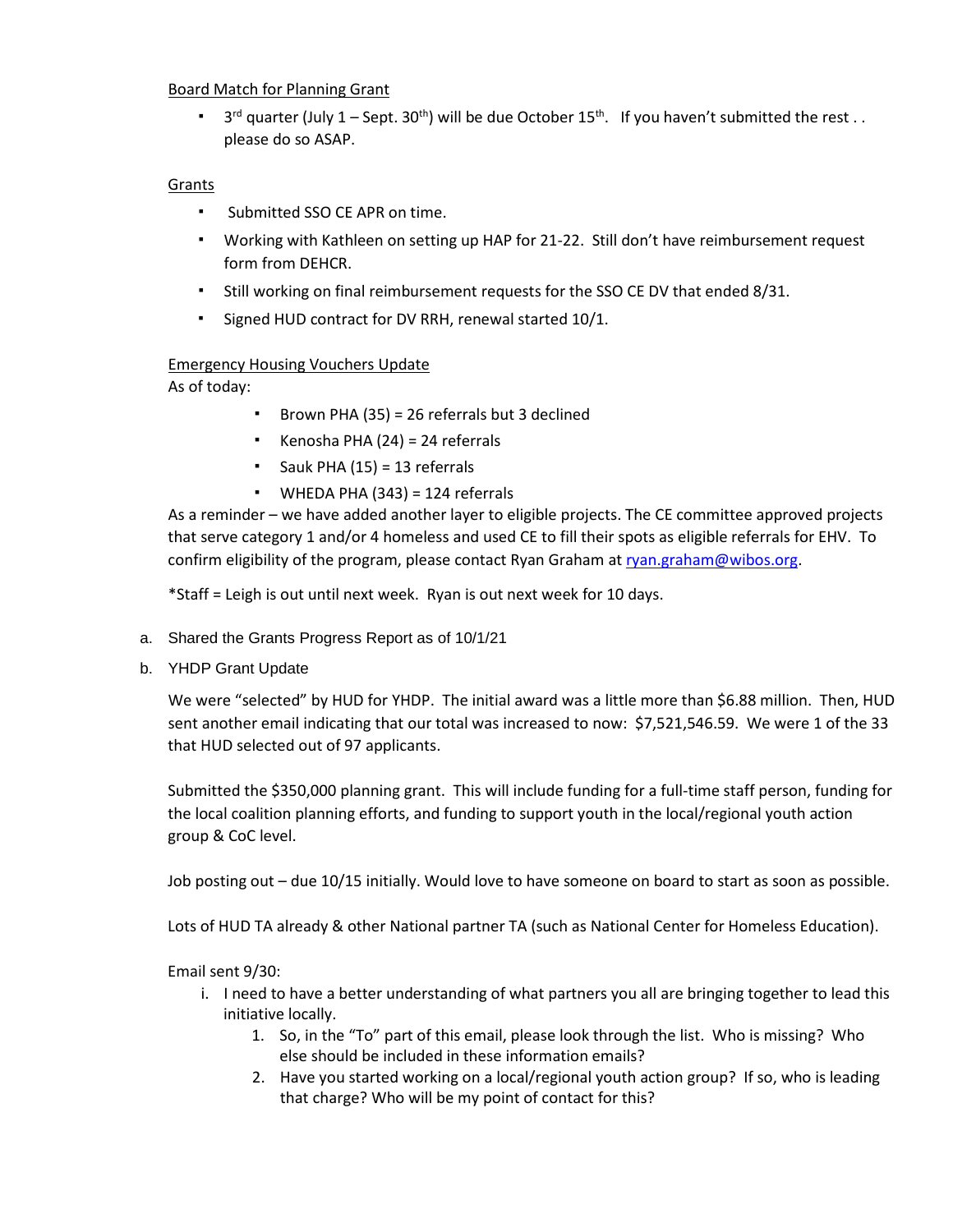Board Match for Planning Grant

- 3rd quarter (July 1 – Sept. 30th) will be due October 15th. If you haven't submitted the rest . . please do so ASAP.

Grants

- Submitted SSO CE APR on time.
- Working with Kathleen on setting up HAP for 21-22. Still don't have reimbursement request form from DEHCR.
- Still working on final reimbursement requests for the SSO CE DV that ended 8/31.
- Signed HUD contract for DV RRH, renewal started 10/1.

Emergency Housing Vouchers Update

As of today:

- Brown PHA (35) = 26 referrals but 3 declined
- Kenosha PHA (24) = 24 referrals
- Sauk PHA (15) = 13 referrals
- WHEDA PHA (343) = 124 referrals

As a reminder – we have added another layer to eligible projects. The CE committee approved projects that serve category 1 and/or 4 homeless and used CE to fill their spots as eligible referrals for EHV. To confirm eligibility of the program, please contact Ryan Graham at ryan.graham@wibos.org.

*Staff = Leigh is out until next week. Ryan is out next week for 10 days.

a. Shared the Grants Progress Report as of 10/1/21

b. YHDP Grant Update

We were "selected" by HUD for YHDP. The initial award was a little more than $6.88 million. Then, HUD sent another email indicating that our total was increased to now: $7,521,546.59. We were 1 of the 33 that HUD selected out of 97 applicants.

Submitted the $350,000 planning grant. This will include funding for a full-time staff person, funding for the local coalition planning efforts, and funding to support youth in the local/regional youth action group & CoC level.

Job posting out – due 10/15 initially. Would love to have someone on board to start as soon as possible.

Lots of HUD TA already & other National partner TA (such as National Center for Homeless Education).

Email sent 9/30:

i. I need to have a better understanding of what partners you all are bringing together to lead this initiative locally.
   1. So, in the "To" part of this email, please look through the list. Who is missing? Who else should be included in these information emails?
   2. Have you started working on a local/regional youth action group? If so, who is leading that charge? Who will be my point of contact for this?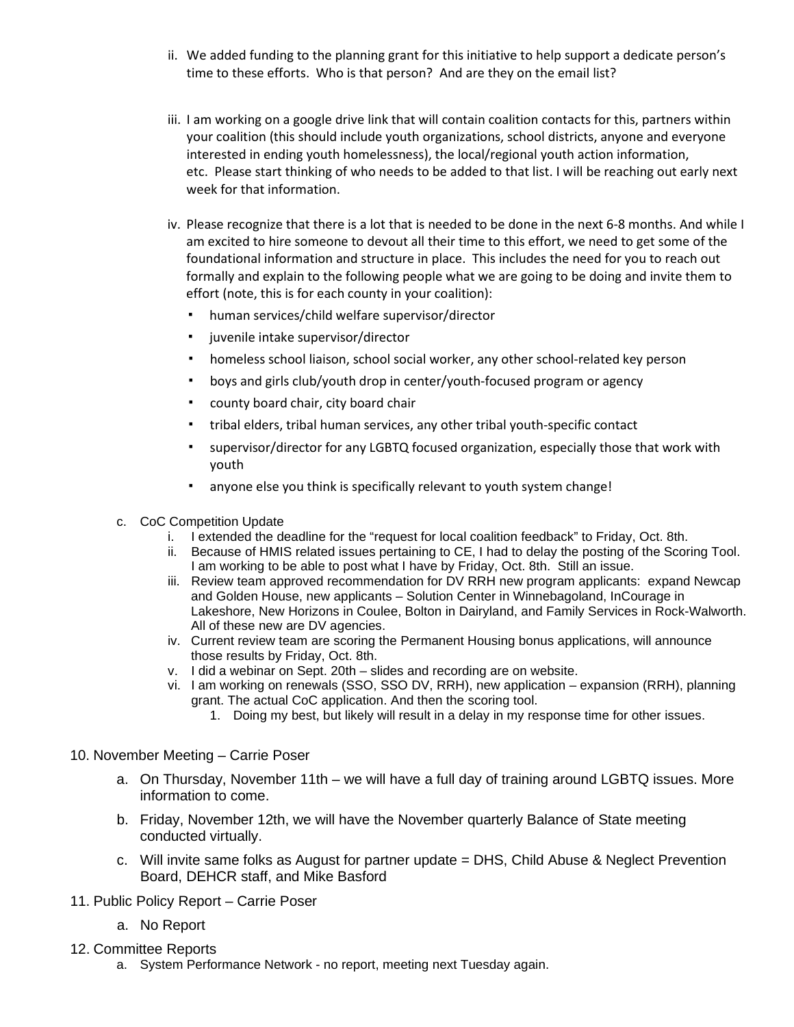ii. We added funding to the planning grant for this initiative to help support a dedicate person's time to these efforts. Who is that person? And are they on the email list?

iii. I am working on a google drive link that will contain coalition contacts for this, partners within your coalition (this should include youth organizations, school districts, anyone and everyone interested in ending youth homelessness), the local/regional youth action information, etc. Please start thinking of who needs to be added to that list. I will be reaching out early next week for that information.

iv. Please recognize that there is a lot that is needed to be done in the next 6-8 months. And while I am excited to hire someone to devout all their time to this effort, we need to get some of the foundational information and structure in place. This includes the need for you to reach out formally and explain to the following people what we are going to be doing and invite them to effort (note, this is for each county in your coalition):

- human services/child welfare supervisor/director
- juvenile intake supervisor/director
- homeless school liaison, school social worker, any other school-related key person
- boys and girls club/youth drop in center/youth-focused program or agency
- county board chair, city board chair
- tribal elders, tribal human services, any other tribal youth-specific contact
- supervisor/director for any LGBTQ focused organization, especially those that work with youth
- anyone else you think is specifically relevant to youth system change!

c. CoC Competition Update
   i. I extended the deadline for the "request for local coalition feedback" to Friday, Oct. 8th.
   ii. Because of HMIS related issues pertaining to CE, I had to delay the posting of the Scoring Tool. I am working to be able to post what I have by Friday, Oct. 8th. Still an issue.
   iii. Review team approved recommendation for DV RRH new program applicants: expand Newcap and Golden House, new applicants – Solution Center in Winnebagoland, InCourage in Lakeshore, New Horizons in Coulee, Bolton in Dairyland, and Family Services in Rock-Walworth. All of these new are DV agencies.
   iv. Current review team are scoring the Permanent Housing bonus applications, will announce those results by Friday, Oct. 8th.
   v. I did a webinar on Sept. 20th – slides and recording are on website.
   vi. I am working on renewals (SSO, SSO DV, RRH), new application – expansion (RRH), planning grant. The actual CoC application. And then the scoring tool.
      1. Doing my best, but likely will result in a delay in my response time for other issues.

10. November Meeting – Carrie Poser
    a. On Thursday, November 11th – we will have a full day of training around LGBTQ issues. More information to come.
    b. Friday, November 12th, we will have the November quarterly Balance of State meeting conducted virtually.
    c. Will invite same folks as August for partner update = DHS, Child Abuse & Neglect Prevention Board, DEHCR staff, and Mike Basford

11. Public Policy Report – Carrie Poser
    a. No Report

12. Committee Reports
    a. System Performance Network - no report, meeting next Tuesday again.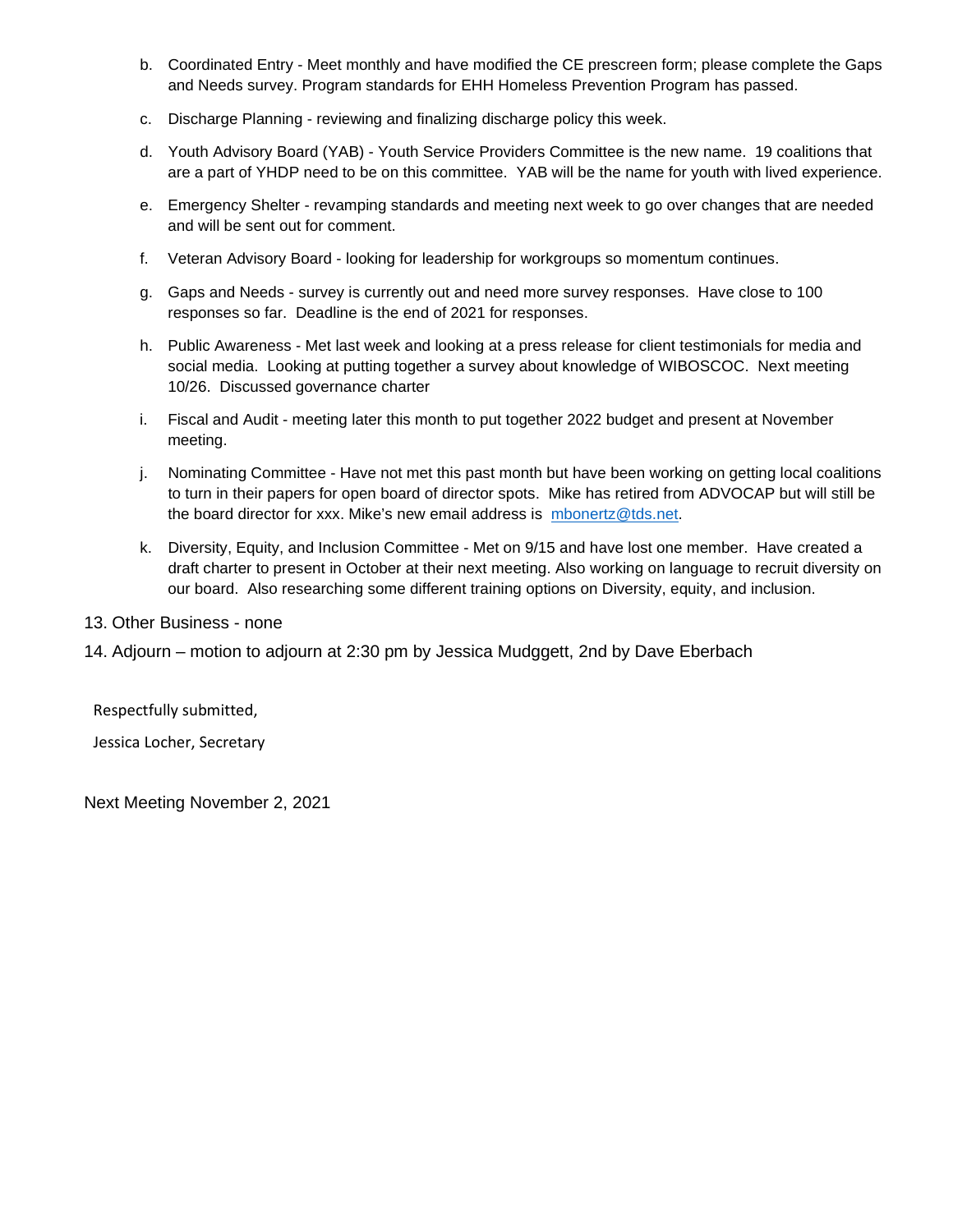b. Coordinated Entry - Meet monthly and have modified the CE prescreen form; please complete the Gaps and Needs survey. Program standards for EHH Homeless Prevention Program has passed.

c. Discharge Planning - reviewing and finalizing discharge policy this week.

d. Youth Advisory Board (YAB) - Youth Service Providers Committee is the new name. 19 coalitions that are a part of YHDP need to be on this committee. YAB will be the name for youth with lived experience.

e. Emergency Shelter - revamping standards and meeting next week to go over changes that are needed and will be sent out for comment.

f. Veteran Advisory Board - looking for leadership for workgroups so momentum continues.

g. Gaps and Needs - survey is currently out and need more survey responses. Have close to 100 responses so far. Deadline is the end of 2021 for responses.

h. Public Awareness - Met last week and looking at a press release for client testimonials for media and social media. Looking at putting together a survey about knowledge of WIBOSCOC. Next meeting 10/26. Discussed governance charter

i. Fiscal and Audit - meeting later this month to put together 2022 budget and present at November meeting.

j. Nominating Committee - Have not met this past month but have been working on getting local coalitions to turn in their papers for open board of director spots. Mike has retired from ADVOCAP but will still be the board director for xxx. Mike's new email address is mbonertz@tds.net.

k. Diversity, Equity, and Inclusion Committee - Met on 9/15 and have lost one member. Have created a draft charter to present in October at their next meeting. Also working on language to recruit diversity on our board. Also researching some different training options on Diversity, equity, and inclusion.

13. Other Business - none

14. Adjourn – motion to adjourn at 2:30 pm by Jessica Mudggett, 2nd by Dave Eberbach

Respectfully submitted,

Jessica Locher, Secretary

Next Meeting November 2, 2021